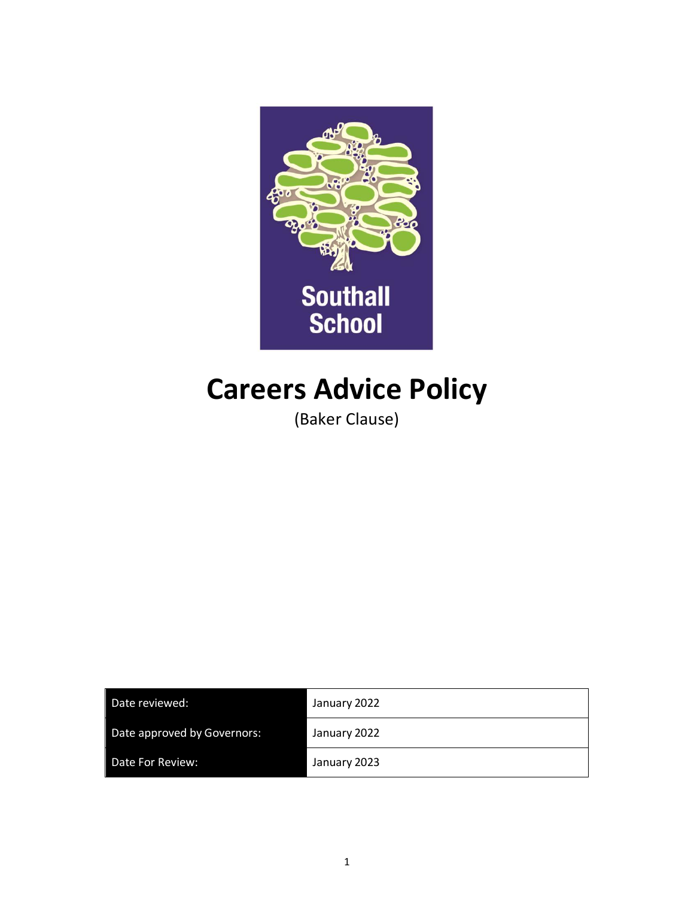Southall School

# Careers Advice Policy

(Baker Clause)

| Date reviewed: | January 2022 |
|---|---|
| Date approved by Governors: | January 2022 |
| Date For Review: | January 2023 |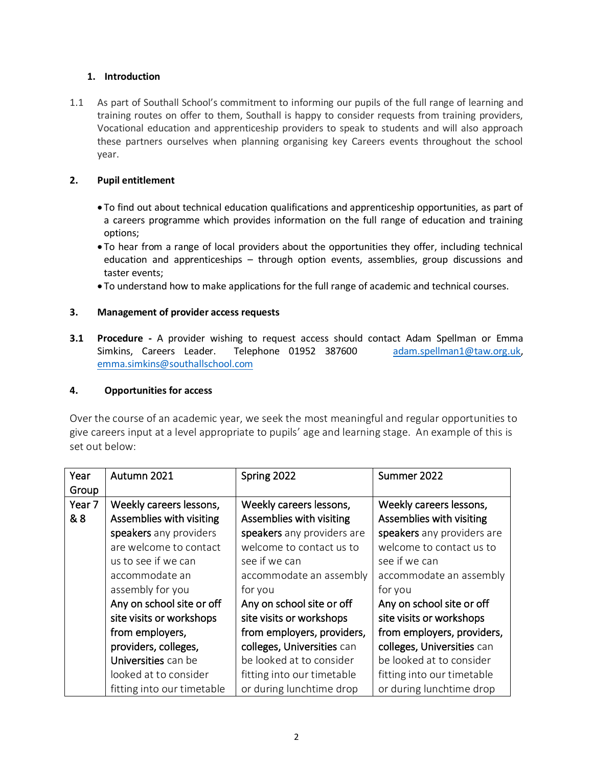## 1. Introduction

1.1 As part of Southall School's commitment to informing our pupils of the full range of learning and training routes on offer to them, Southall is happy to consider requests from training providers, Vocational education and apprenticeship providers to speak to students and will also approach these partners ourselves when planning organising key Careers events throughout the school year.

## 2. Pupil entitlement

- To find out about technical education qualifications and apprenticeship opportunities, as part of a careers programme which provides information on the full range of education and training options;
- To hear from a range of local providers about the opportunities they offer, including technical education and apprenticeships – through option events, assemblies, group discussions and taster events;
- To understand how to make applications for the full range of academic and technical courses.

## 3. Management of provider access requests

**3.1 Procedure -** A provider wishing to request access should contact Adam Spellman or Emma Simkins, Careers Leader. Telephone 01952 387600 adam.spellman1@taw.org.uk, emma.simkins@southallschool.com

## 4. Opportunities for access

Over the course of an academic year, we seek the most meaningful and regular opportunities to give careers input at a level appropriate to pupils' age and learning stage. An example of this is set out below:

| Year Group | Autumn 2021 | Spring 2022 | Summer 2022 |
|---|---|---|---|
| Year 7 & 8 | **Weekly careers lessons, Assemblies with visiting speakers** any providers are welcome to contact us to see if we can accommodate an assembly for you **Any on school site or off site visits or workshops from employers, providers, colleges, Universities** can be looked at to consider fitting into our timetable | **Weekly careers lessons, Assemblies with visiting speakers** any providers are welcome to contact us to see if we can accommodate an assembly for you **Any on school site or off site visits or workshops from employers, providers, colleges, Universities** can be looked at to consider fitting into our timetable or during lunchtime drop | **Weekly careers lessons, Assemblies with visiting speakers** any providers are welcome to contact us to see if we can accommodate an assembly for you **Any on school site or off site visits or workshops from employers, providers, colleges, Universities** can be looked at to consider fitting into our timetable or during lunchtime drop |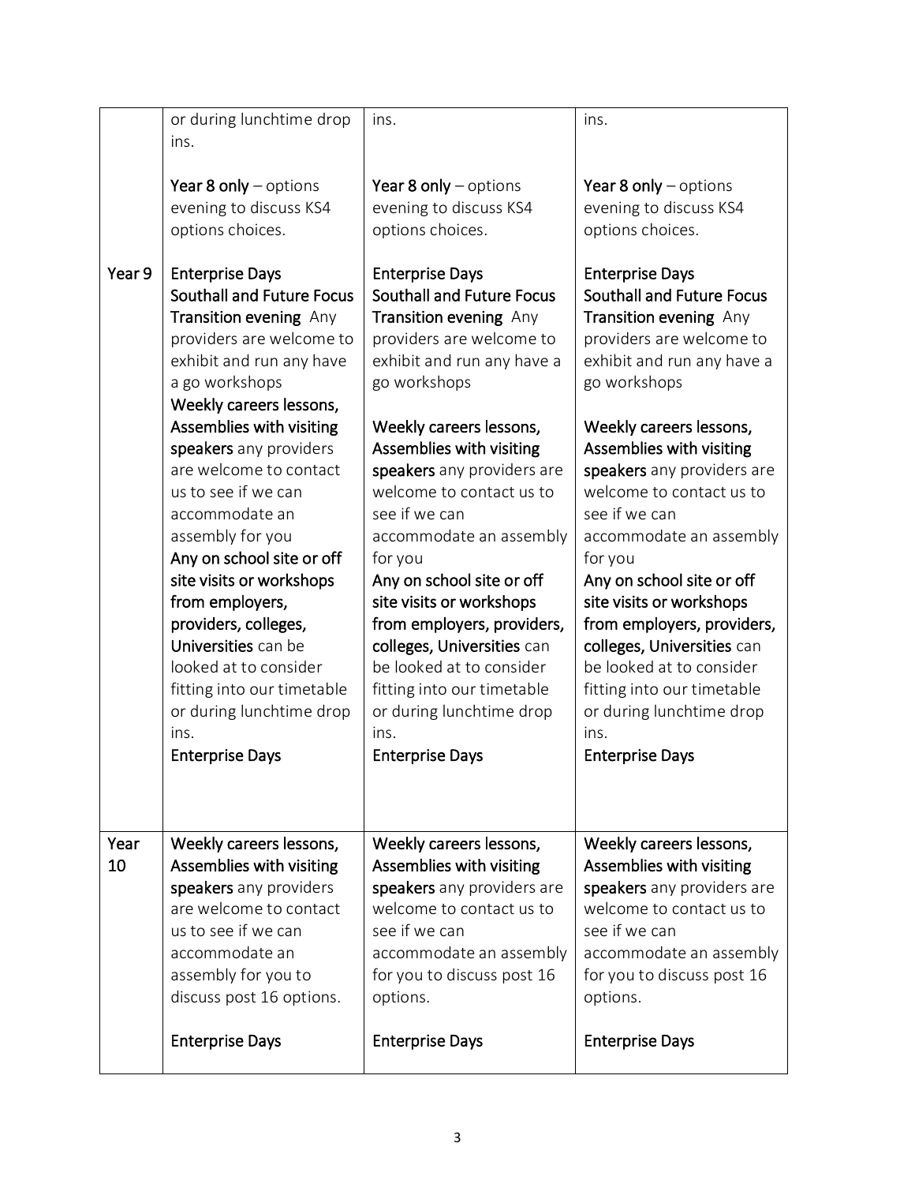| | | | |
|---|---|---|---|
| | or during lunchtime drop ins.<br><br>**Year 8 only** – options evening to discuss KS4 options choices. | ins.<br><br>**Year 8 only** – options evening to discuss KS4 options choices. | ins.<br><br>**Year 8 only** – options evening to discuss KS4 options choices. |
| Year 9 | **Enterprise Days**<br>**Southall and Future Focus Transition evening** Any providers are welcome to exhibit and run any have a go workshops<br>**Weekly careers lessons, Assemblies with visiting speakers** any providers are welcome to contact us to see if we can accommodate an assembly for you<br>**Any on school site or off site visits or workshops from employers, providers, colleges, Universities** can be looked at to consider fitting into our timetable or during lunchtime drop ins.<br>**Enterprise Days** | **Enterprise Days**<br>**Southall and Future Focus Transition evening** Any providers are welcome to exhibit and run any have a go workshops<br><br>**Weekly careers lessons, Assemblies with visiting speakers** any providers are welcome to contact us to see if we can accommodate an assembly for you<br>**Any on school site or off site visits or workshops from employers, providers, colleges, Universities** can be looked at to consider fitting into our timetable or during lunchtime drop ins.<br>**Enterprise Days** | **Enterprise Days**<br>**Southall and Future Focus Transition evening** Any providers are welcome to exhibit and run any have a go workshops<br><br>**Weekly careers lessons, Assemblies with visiting speakers** any providers are welcome to contact us to see if we can accommodate an assembly for you<br>**Any on school site or off site visits or workshops from employers, providers, colleges, Universities** can be looked at to consider fitting into our timetable or during lunchtime drop ins.<br>**Enterprise Days** |
| Year 10 | **Weekly careers lessons, Assemblies with visiting speakers** any providers are welcome to contact us to see if we can accommodate an assembly for you to discuss post 16 options.<br><br>**Enterprise Days** | **Weekly careers lessons, Assemblies with visiting speakers** any providers are welcome to contact us to see if we can accommodate an assembly for you to discuss post 16 options.<br><br>**Enterprise Days** | **Weekly careers lessons, Assemblies with visiting speakers** any providers are welcome to contact us to see if we can accommodate an assembly for you to discuss post 16 options.<br><br>**Enterprise Days** |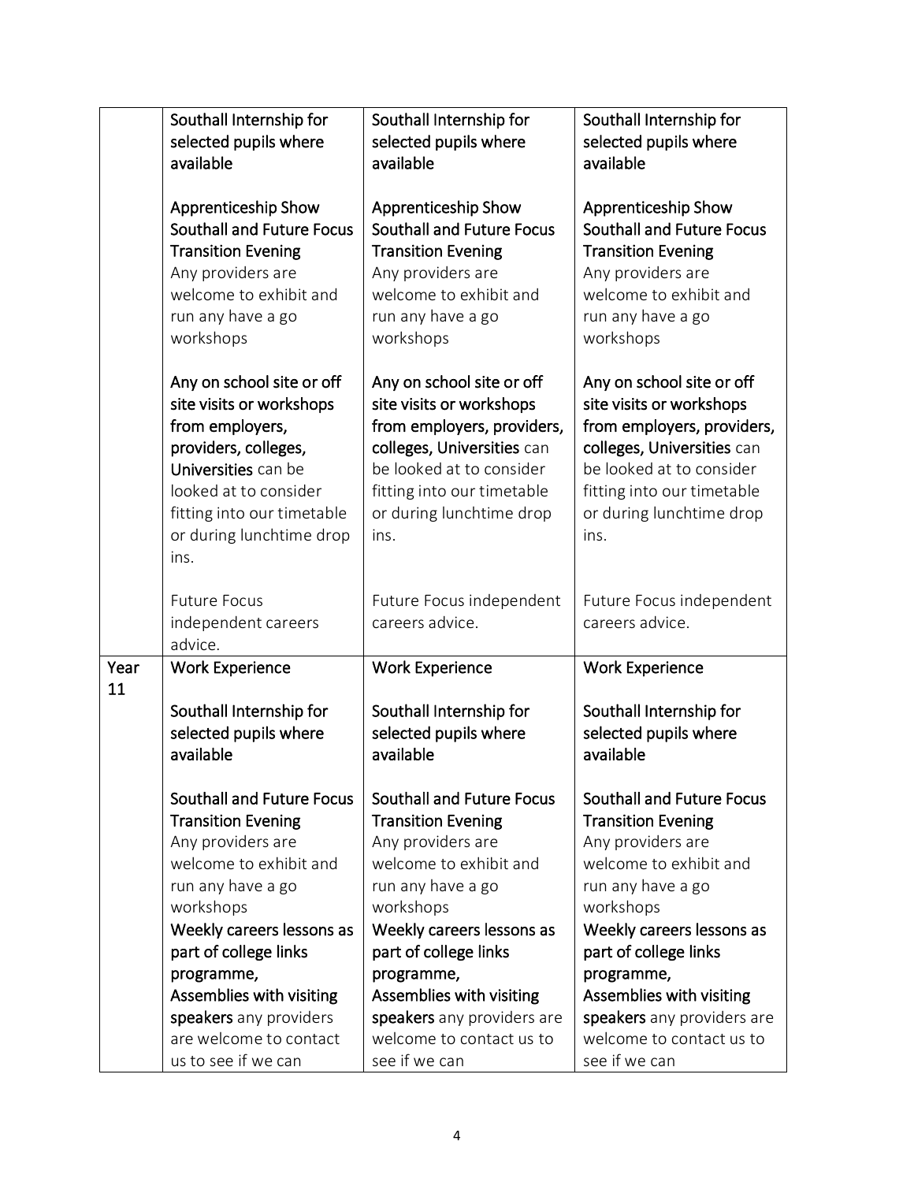| | | | |
|---|---|---|---|
| | **Southall Internship for selected pupils where available**<br><br>**Apprenticeship Show Southall and Future Focus Transition Evening** Any providers are welcome to exhibit and run any have a go workshops<br><br>**Any on school site or off site visits or workshops from employers, providers, colleges, Universities** can be looked at to consider fitting into our timetable or during lunchtime drop ins.<br><br>Future Focus independent careers advice. | **Southall Internship for selected pupils where available**<br><br>**Apprenticeship Show Southall and Future Focus Transition Evening** Any providers are welcome to exhibit and run any have a go workshops<br><br>**Any on school site or off site visits or workshops from employers, providers, colleges, Universities** can be looked at to consider fitting into our timetable or during lunchtime drop ins.<br><br>Future Focus independent careers advice. | **Southall Internship for selected pupils where available**<br><br>**Apprenticeship Show Southall and Future Focus Transition Evening** Any providers are welcome to exhibit and run any have a go workshops<br><br>**Any on school site or off site visits or workshops from employers, providers, colleges, Universities** can be looked at to consider fitting into our timetable or during lunchtime drop ins.<br><br>Future Focus independent careers advice. |
| Year 11 | **Work Experience**<br><br>**Southall Internship for selected pupils where available**<br><br>**Southall and Future Focus Transition Evening** Any providers are welcome to exhibit and run any have a go workshops<br>**Weekly careers lessons as part of college links programme,**<br>**Assemblies with visiting speakers** any providers are welcome to contact us to see if we can | **Work Experience**<br><br>**Southall Internship for selected pupils where available**<br><br>**Southall and Future Focus Transition Evening** Any providers are welcome to exhibit and run any have a go workshops<br>**Weekly careers lessons as part of college links programme,**<br>**Assemblies with visiting speakers** any providers are welcome to contact us to see if we can | **Work Experience**<br><br>**Southall Internship for selected pupils where available**<br><br>**Southall and Future Focus Transition Evening** Any providers are welcome to exhibit and run any have a go workshops<br>**Weekly careers lessons as part of college links programme,**<br>**Assemblies with visiting speakers** any providers are welcome to contact us to see if we can |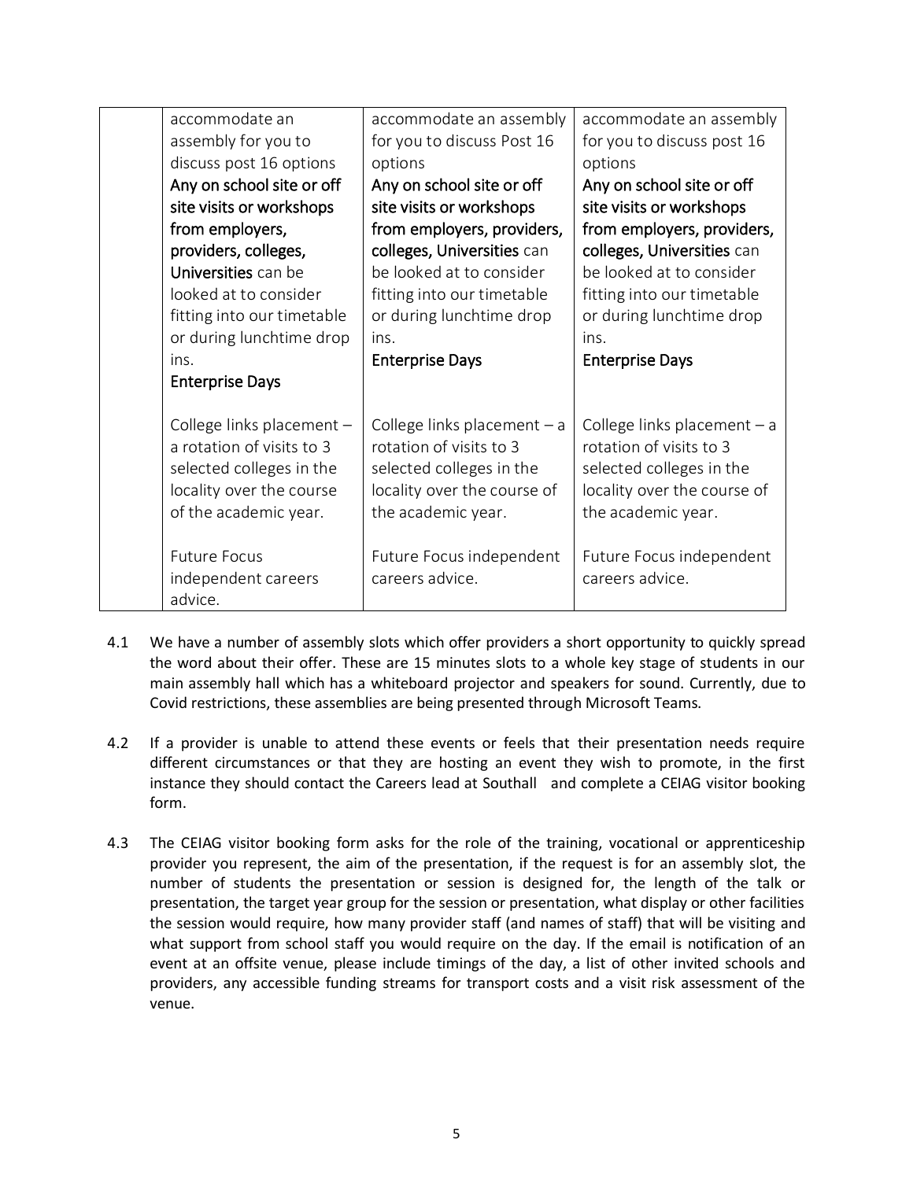| | | | |
|---|---|---|---|
| | accommodate an assembly for you to discuss post 16 options<br>**Any on school site or off site visits or workshops from employers, providers, colleges, Universities** can be looked at to consider fitting into our timetable or during lunchtime drop ins.<br>**Enterprise Days**<br><br>College links placement – a rotation of visits to 3 selected colleges in the locality over the course of the academic year.<br><br>Future Focus independent careers advice. | accommodate an assembly for you to discuss Post 16 options<br>**Any on school site or off site visits or workshops from employers, providers, colleges, Universities** can be looked at to consider fitting into our timetable or during lunchtime drop ins.<br>**Enterprise Days**<br><br>College links placement – a rotation of visits to 3 selected colleges in the locality over the course of the academic year.<br><br>Future Focus independent careers advice. | accommodate an assembly for you to discuss post 16 options<br>**Any on school site or off site visits or workshops from employers, providers, colleges, Universities** can be looked at to consider fitting into our timetable or during lunchtime drop ins.<br>**Enterprise Days**<br><br>College links placement – a rotation of visits to 3 selected colleges in the locality over the course of the academic year.<br><br>Future Focus independent careers advice. |

4.1 We have a number of assembly slots which offer providers a short opportunity to quickly spread the word about their offer. These are 15 minutes slots to a whole key stage of students in our main assembly hall which has a whiteboard projector and speakers for sound. Currently, due to Covid restrictions, these assemblies are being presented through Microsoft Teams.

4.2 If a provider is unable to attend these events or feels that their presentation needs require different circumstances or that they are hosting an event they wish to promote, in the first instance they should contact the Careers lead at Southall and complete a CEIAG visitor booking form.

4.3 The CEIAG visitor booking form asks for the role of the training, vocational or apprenticeship provider you represent, the aim of the presentation, if the request is for an assembly slot, the number of students the presentation or session is designed for, the length of the talk or presentation, the target year group for the session or presentation, what display or other facilities the session would require, how many provider staff (and names of staff) that will be visiting and what support from school staff you would require on the day. If the email is notification of an event at an offsite venue, please include timings of the day, a list of other invited schools and providers, any accessible funding streams for transport costs and a visit risk assessment of the venue.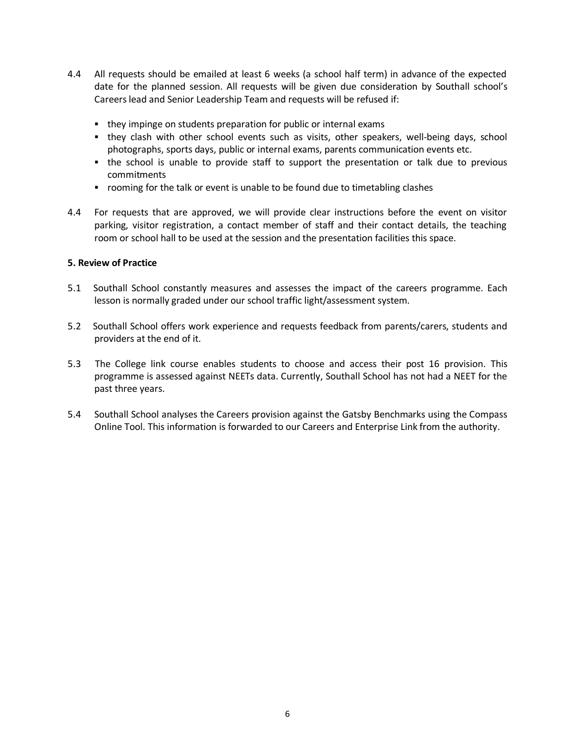4.4 All requests should be emailed at least 6 weeks (a school half term) in advance of the expected date for the planned session. All requests will be given due consideration by Southall school's Careers lead and Senior Leadership Team and requests will be refused if:

- they impinge on students preparation for public or internal exams
- they clash with other school events such as visits, other speakers, well-being days, school photographs, sports days, public or internal exams, parents communication events etc.
- the school is unable to provide staff to support the presentation or talk due to previous commitments
- rooming for the talk or event is unable to be found due to timetabling clashes

4.4 For requests that are approved, we will provide clear instructions before the event on visitor parking, visitor registration, a contact member of staff and their contact details, the teaching room or school hall to be used at the session and the presentation facilities this space.

**5. Review of Practice**

5.1 Southall School constantly measures and assesses the impact of the careers programme. Each lesson is normally graded under our school traffic light/assessment system.

5.2 Southall School offers work experience and requests feedback from parents/carers, students and providers at the end of it.

5.3 The College link course enables students to choose and access their post 16 provision. This programme is assessed against NEETs data. Currently, Southall School has not had a NEET for the past three years.

5.4 Southall School analyses the Careers provision against the Gatsby Benchmarks using the Compass Online Tool. This information is forwarded to our Careers and Enterprise Link from the authority.